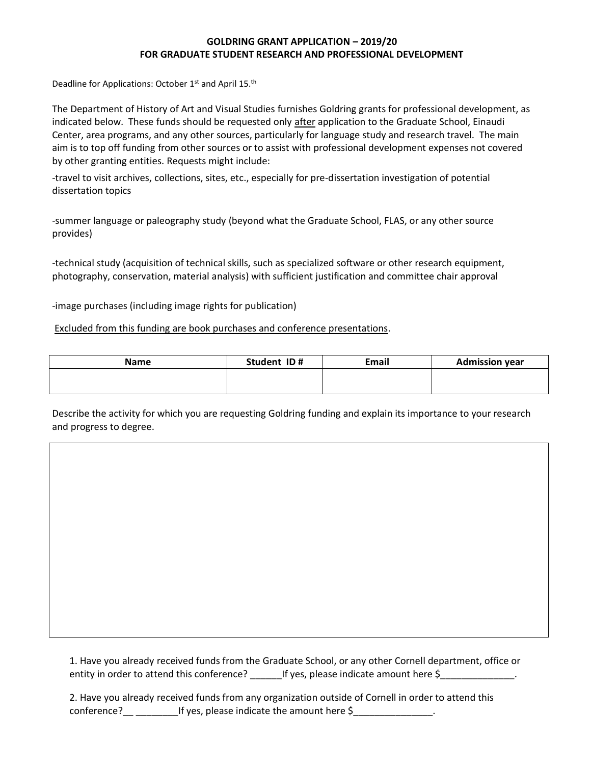# GOLDRING GRANT APPLICATION – 2019/20
## FOR GRADUATE STUDENT RESEARCH AND PROFESSIONAL DEVELOPMENT

Deadline for Applications: October 1st and April 15.th

The Department of History of Art and Visual Studies furnishes Goldring grants for professional development, as indicated below. These funds should be requested only <u>after</u> application to the Graduate School, Einaudi Center, area programs, and any other sources, particularly for language study and research travel. The main aim is to top off funding from other sources or to assist with professional development expenses not covered by other granting entities. Requests might include:

-travel to visit archives, collections, sites, etc., especially for pre-dissertation investigation of potential dissertation topics

-summer language or paleography study (beyond what the Graduate School, FLAS, or any other source provides)

-technical study (acquisition of technical skills, such as specialized software or other research equipment, photography, conservation, material analysis) with sufficient justification and committee chair approval

-image purchases (including image rights for publication)

<u>Excluded from this funding are book purchases and conference presentations</u>.

| Name | Student ID # | Email | Admission year |
|---|---|---|---|
| | | | |

Describe the activity for which you are requesting Goldring funding and explain its importance to your research and progress to degree.

| |
|---|
| |

1. Have you already received funds from the Graduate School, or any other Cornell department, office or entity in order to attend this conference? ______If yes, please indicate amount here $______________.

2. Have you already received funds from any organization outside of Cornell in order to attend this conference?__ ________If yes, please indicate the amount here $_______________.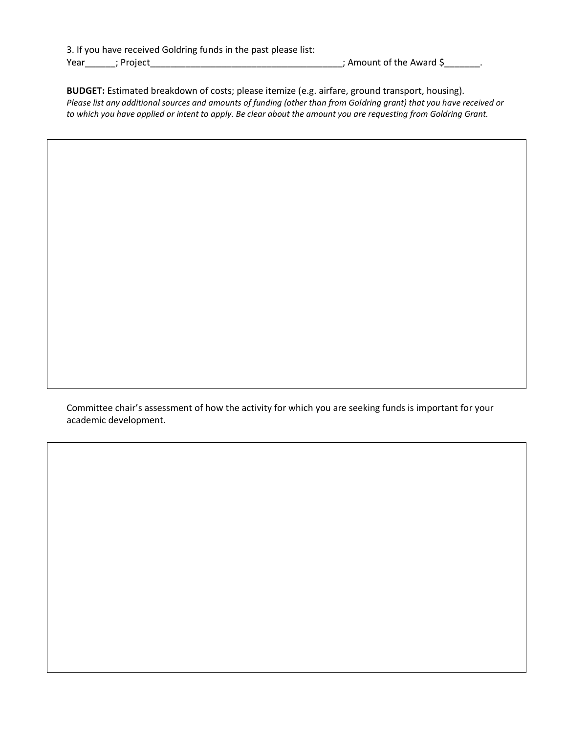3. If you have received Goldring funds in the past please list:
Year______; Project________________________________________; Amount of the Award $_______.

**BUDGET:** Estimated breakdown of costs; please itemize (e.g. airfare, ground transport, housing).
*Please list any additional sources and amounts of funding (other than from Goldring grant) that you have received or to which you have applied or intent to apply. Be clear about the amount you are requesting from Goldring Grant.*

Committee chair's assessment of how the activity for which you are seeking funds is important for your academic development.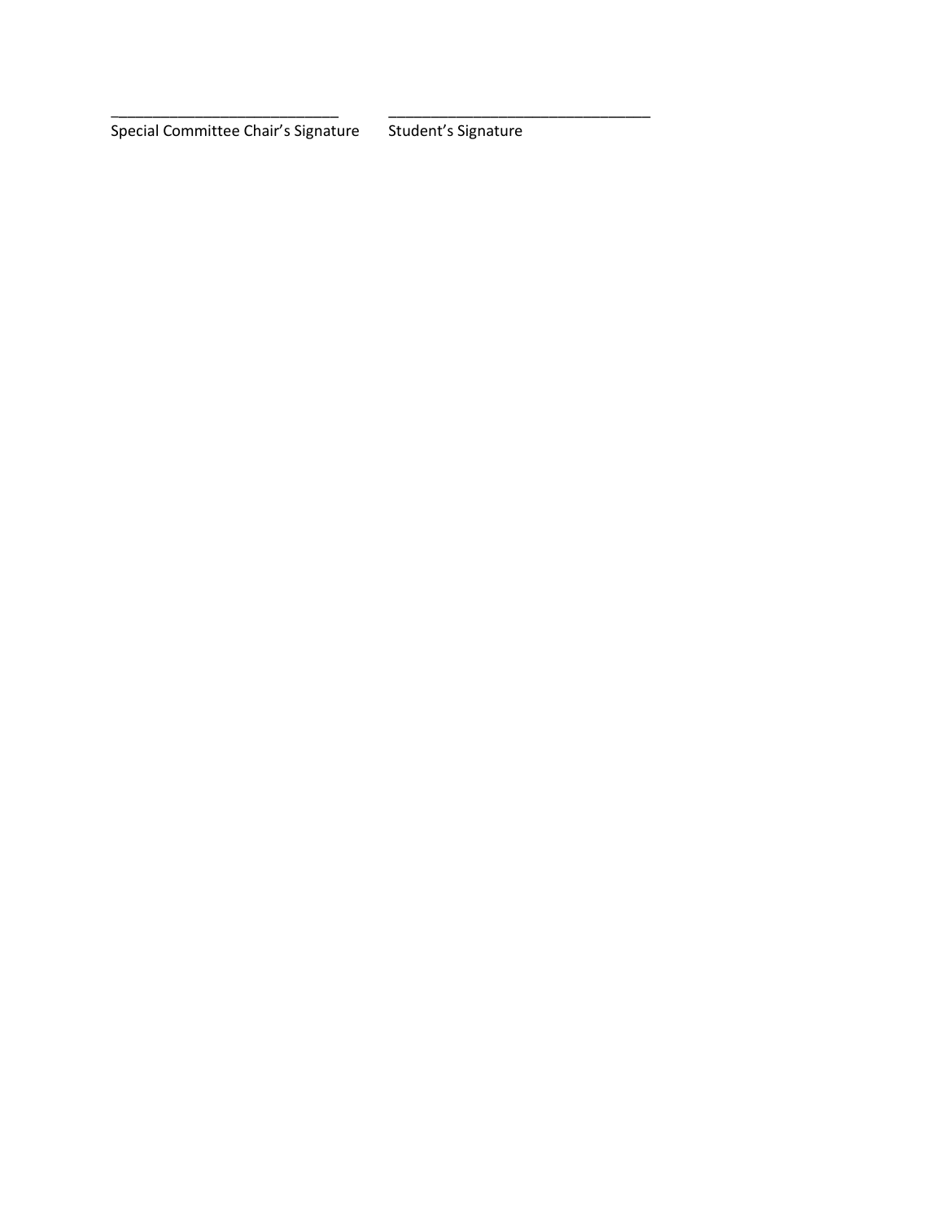_____________________________ _________________________________

Special Committee Chair's Signature Student's Signature